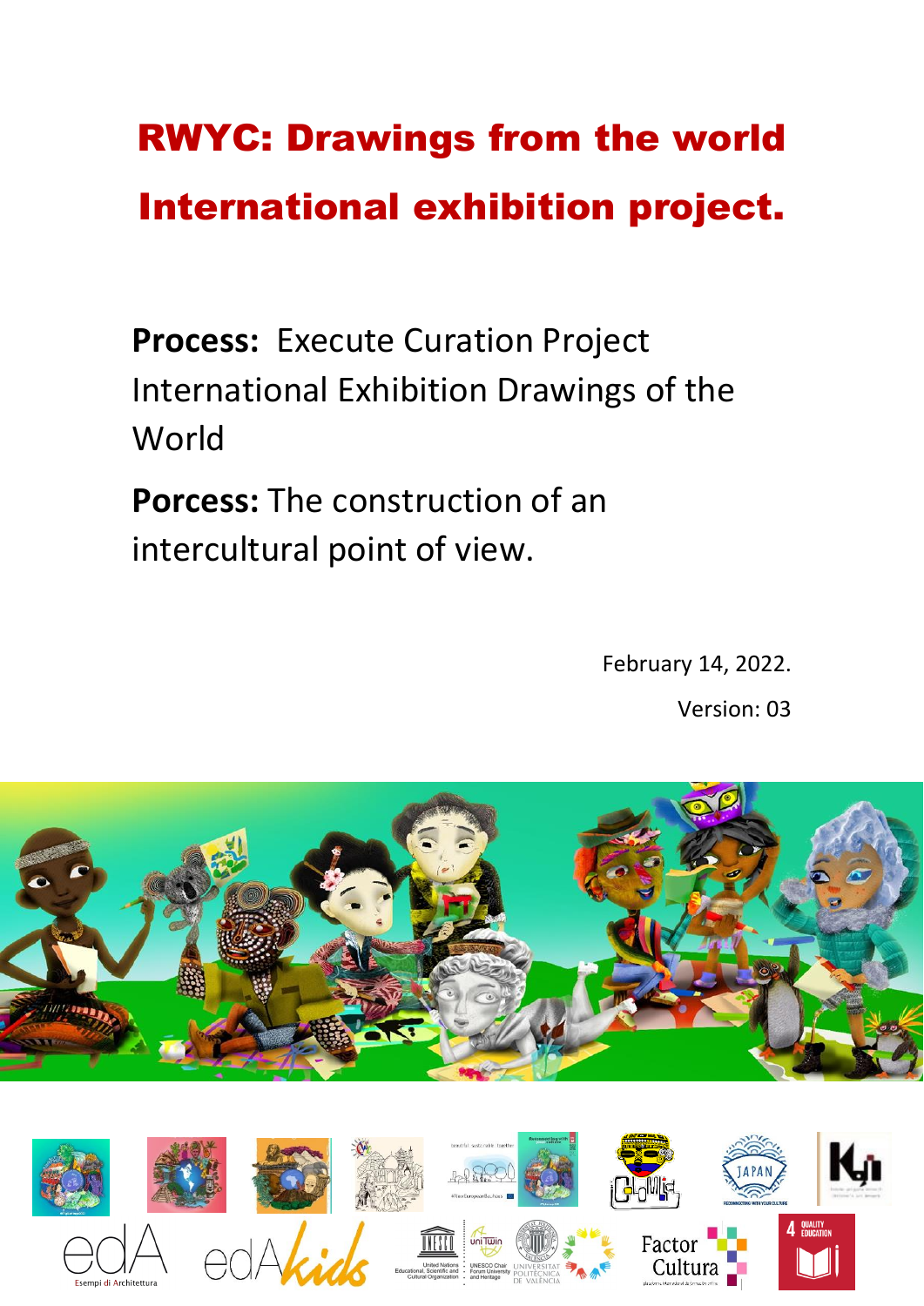# RWYC: Drawings from the world International exhibition project.

**Process:** Execute Curation Project International Exhibition Drawings of the World

**Porcess:** The construction of an intercultural point of view.

February 14, 2022.

Version: 03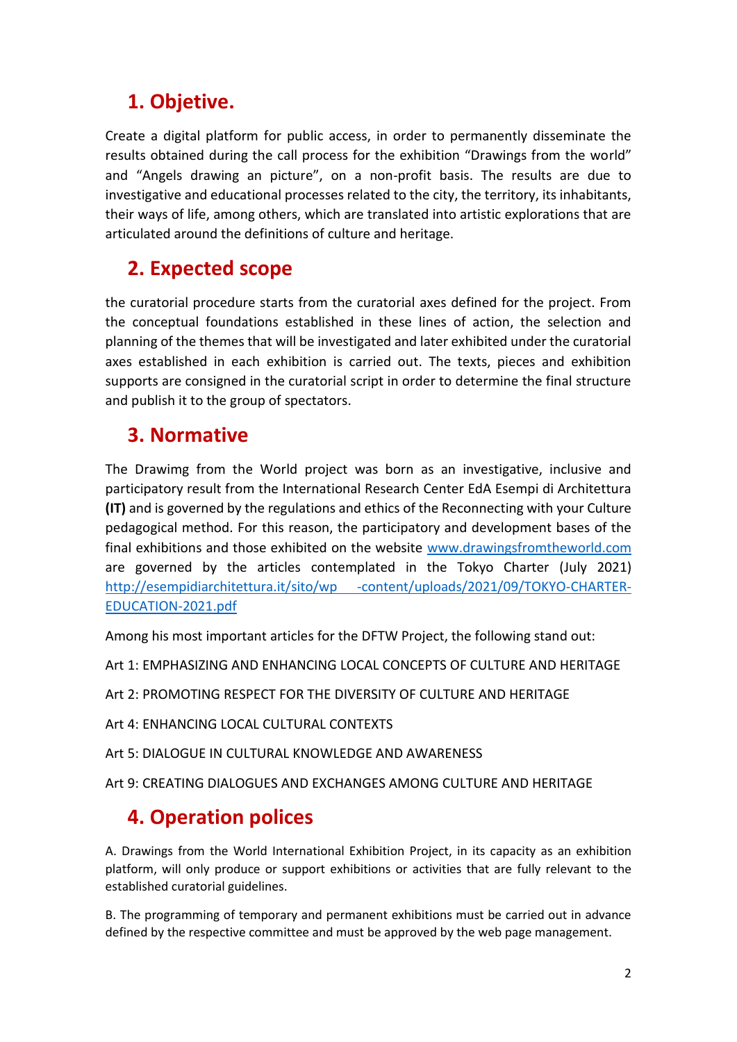## 1. Objetive.

Create a digital platform for public access, in order to permanently disseminate the results obtained during the call process for the exhibition "Drawings from the world" and "Angels drawing an picture", on a non-profit basis. The results are due to investigative and educational processes related to the city, the territory, its inhabitants, their ways of life, among others, which are translated into artistic explorations that are articulated around the definitions of culture and heritage.

## 2. Expected scope

the curatorial procedure starts from the curatorial axes defined for the project. From the conceptual foundations established in these lines of action, the selection and planning of the themes that will be investigated and later exhibited under the curatorial axes established in each exhibition is carried out. The texts, pieces and exhibition supports are consigned in the curatorial script in order to determine the final structure and publish it to the group of spectators.

## 3. Normative

The Drawimg from the World project was born as an investigative, inclusive and participatory result from the International Research Center EdA Esempi di Architettura **(IT)** and is governed by the regulations and ethics of the Reconnecting with your Culture pedagogical method. For this reason, the participatory and development bases of the final exhibitions and those exhibited on the website [www.drawingsfromtheworld.com](http://www.drawingsfromtheworld.com) are governed by the articles contemplated in the Tokyo Charter (July 2021) [http://esempidiarchitettura.it/sito/wp -content/uploads/2021/09/TOKYO-CHARTER-EDUCATION-2021.pdf](http://esempidiarchitettura.it/sito/wp-content/uploads/2021/09/TOKYO-CHARTER-EDUCATION-2021.pdf)

Among his most important articles for the DFTW Project, the following stand out:

Art 1: EMPHASIZING AND ENHANCING LOCAL CONCEPTS OF CULTURE AND HERITAGE

Art 2: PROMOTING RESPECT FOR THE DIVERSITY OF CULTURE AND HERITAGE

Art 4: ENHANCING LOCAL CULTURAL CONTEXTS

Art 5: DIALOGUE IN CULTURAL KNOWLEDGE AND AWARENESS

Art 9: CREATING DIALOGUES AND EXCHANGES AMONG CULTURE AND HERITAGE

## 4. Operation polices

A. Drawings from the World International Exhibition Project, in its capacity as an exhibition platform, will only produce or support exhibitions or activities that are fully relevant to the established curatorial guidelines.

B. The programming of temporary and permanent exhibitions must be carried out in advance defined by the respective committee and must be approved by the web page management.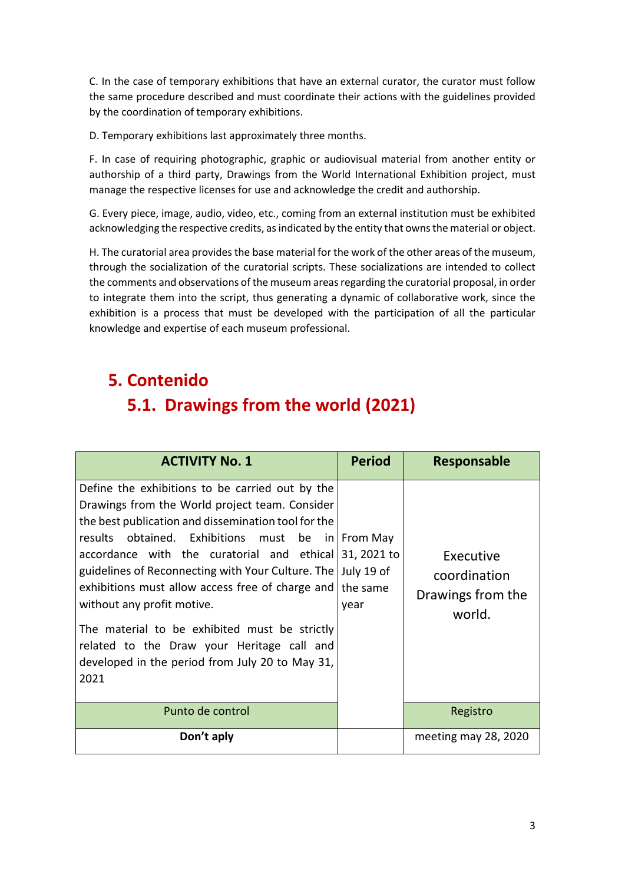C. In the case of temporary exhibitions that have an external curator, the curator must follow the same procedure described and must coordinate their actions with the guidelines provided by the coordination of temporary exhibitions.

D. Temporary exhibitions last approximately three months.

F. In case of requiring photographic, graphic or audiovisual material from another entity or authorship of a third party, Drawings from the World International Exhibition project, must manage the respective licenses for use and acknowledge the credit and authorship.

G. Every piece, image, audio, video, etc., coming from an external institution must be exhibited acknowledging the respective credits, as indicated by the entity that owns the material or object.

H. The curatorial area provides the base material for the work of the other areas of the museum, through the socialization of the curatorial scripts. These socializations are intended to collect the comments and observations of the museum areas regarding the curatorial proposal, in order to integrate them into the script, thus generating a dynamic of collaborative work, since the exhibition is a process that must be developed with the participation of all the particular knowledge and expertise of each museum professional.

# 5. Contenido

## 5.1. Drawings from the world (2021)

| ACTIVITY No. 1 | Period | Responsable |
|---|---|---|
| Define the exhibitions to be carried out by the Drawings from the World project team. Consider the best publication and dissemination tool for the results obtained. Exhibitions must be in accordance with the curatorial and ethical guidelines of Reconnecting with Your Culture. The exhibitions must allow access free of charge and without any profit motive.<br><br>The material to be exhibited must be strictly related to the Draw your Heritage call and developed in the period from July 20 to May 31, 2021 | From May 31, 2021 to July 19 of the same year | Executive coordination Drawings from the world. |
| Punto de control | | Registro |
| **Don't aply** | | meeting may 28, 2020 |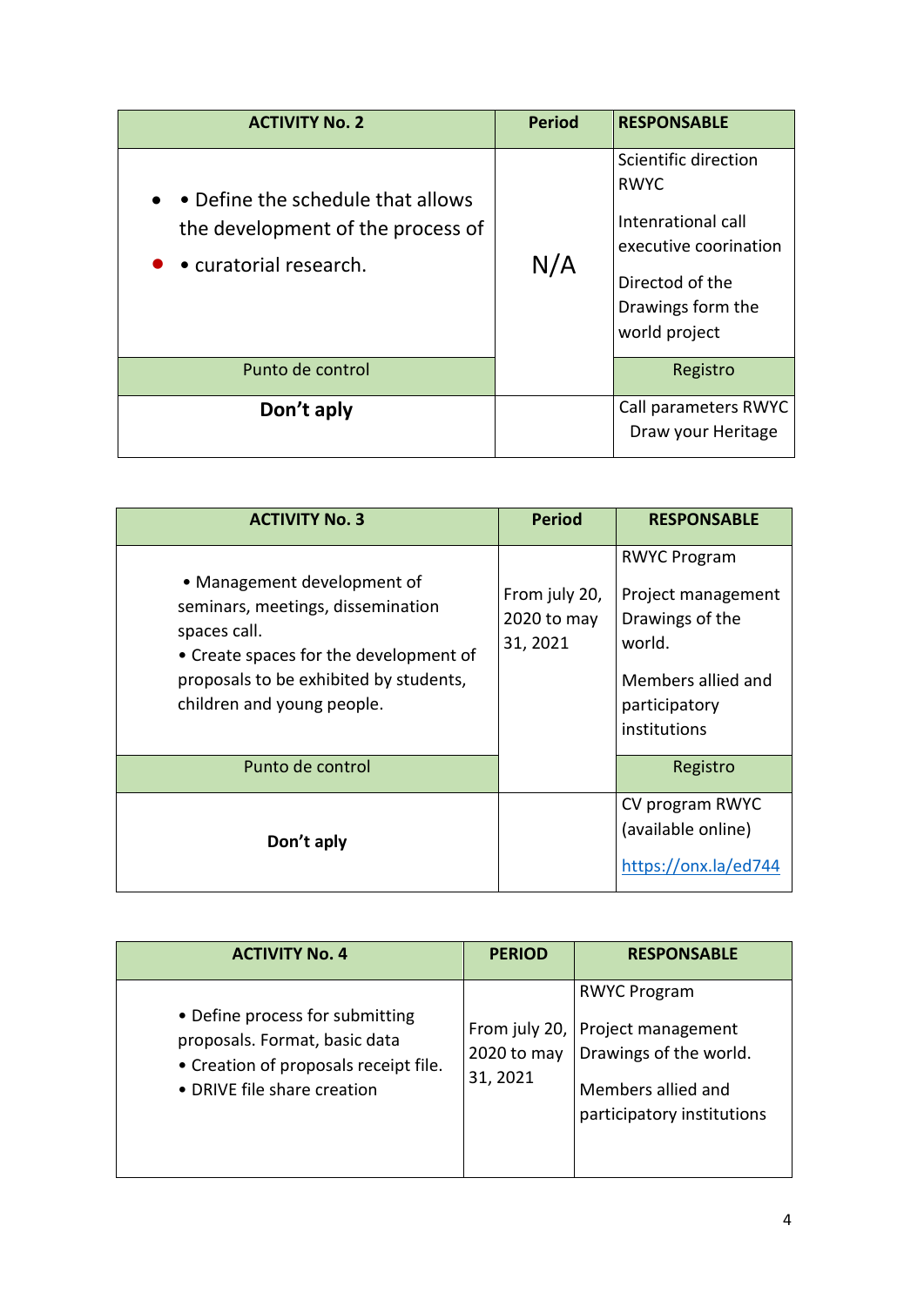| ACTIVITY No. 2 | Period | RESPONSABLE |
|---|---|---|
| • • Define the schedule that allows the development of the process of<br>• • curatorial research. | N/A | Scientific direction RWYC<br><br>Intenrational call executive coorination<br><br>Directod of the Drawings form the world project |
| Punto de control | | Registro |
| **Don't aply** | | Call parameters RWYC Draw your Heritage |

| ACTIVITY No. 3 | Period | RESPONSABLE |
|---|---|---|
| • Management development of seminars, meetings, dissemination spaces call.<br>• Create spaces for the development of proposals to be exhibited by students, children and young people. | From july 20, 2020 to may 31, 2021 | RWYC Program<br><br>Project management Drawings of the world.<br><br>Members allied and participatory institutions |
| Punto de control | | Registro |
| **Don't aply** | | CV program RWYC (available online)<br><br>https://onx.la/ed744 |

| ACTIVITY No. 4 | PERIOD | RESPONSABLE |
|---|---|---|
| • Define process for submitting proposals. Format, basic data<br>• Creation of proposals receipt file.<br>• DRIVE file share creation | From july 20, 2020 to may 31, 2021 | RWYC Program<br><br>Project management Drawings of the world.<br><br>Members allied and participatory institutions |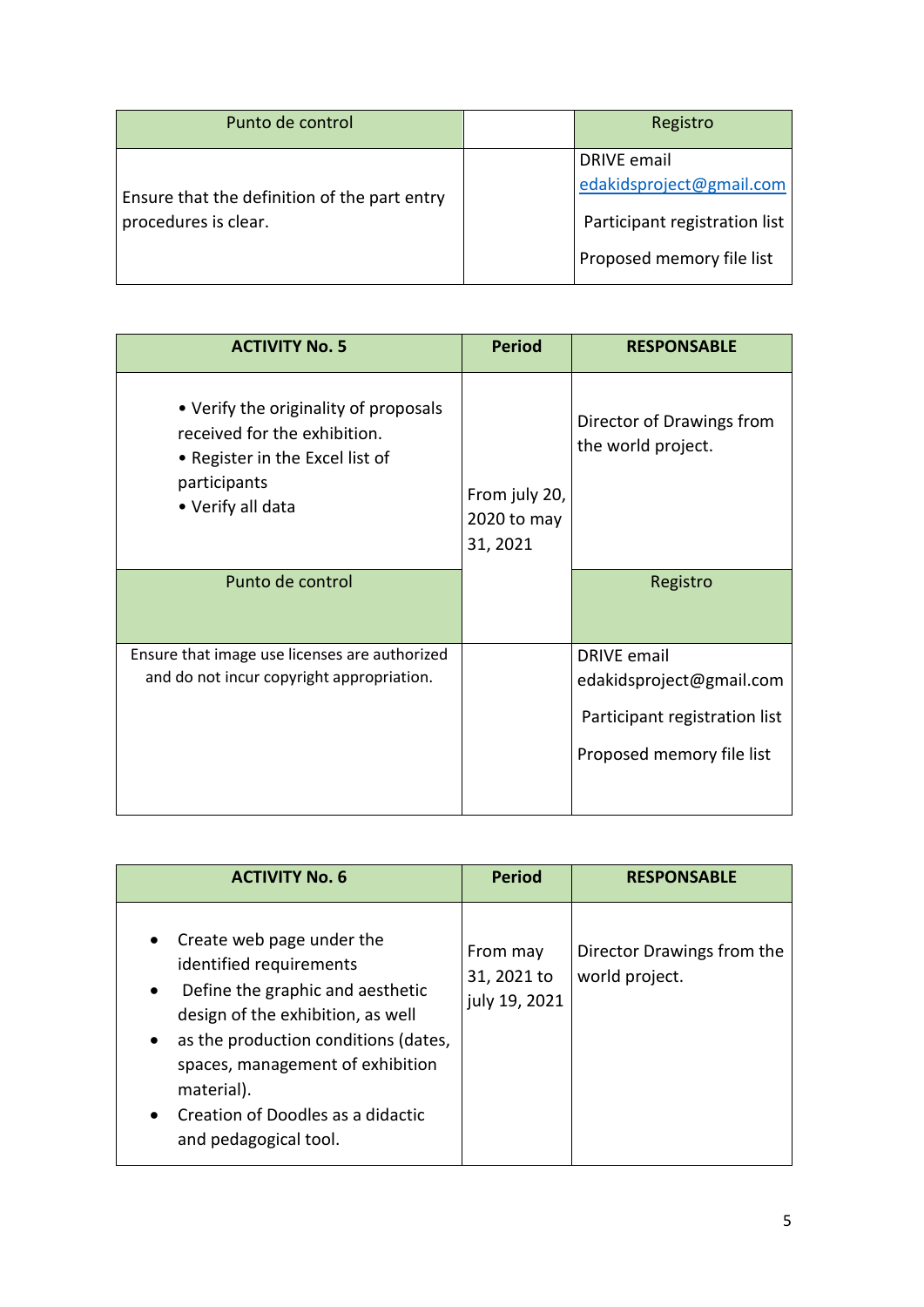| Punto de control | | Registro |
|---|---|---|
| Ensure that the definition of the part entry procedures is clear. | | DRIVE email edakidsproject@gmail.com<br><br>Participant registration list<br><br>Proposed memory file list |

| ACTIVITY No. 5 | Period | RESPONSABLE |
|---|---|---|
| • Verify the originality of proposals received for the exhibition.<br>• Register in the Excel list of participants<br>• Verify all data | From july 20, 2020 to may 31, 2021 | Director of Drawings from the world project. |
| Punto de control | | Registro |
| Ensure that image use licenses are authorized and do not incur copyright appropriation. | | DRIVE email edakidsproject@gmail.com<br><br>Participant registration list<br><br>Proposed memory file list |

| ACTIVITY No. 6 | Period | RESPONSABLE |
|---|---|---|
| • Create web page under the identified requirements<br>• Define the graphic and aesthetic design of the exhibition, as well<br>• as the production conditions (dates, spaces, management of exhibition material).<br>• Creation of Doodles as a didactic and pedagogical tool. | From may 31, 2021 to july 19, 2021 | Director Drawings from the world project. |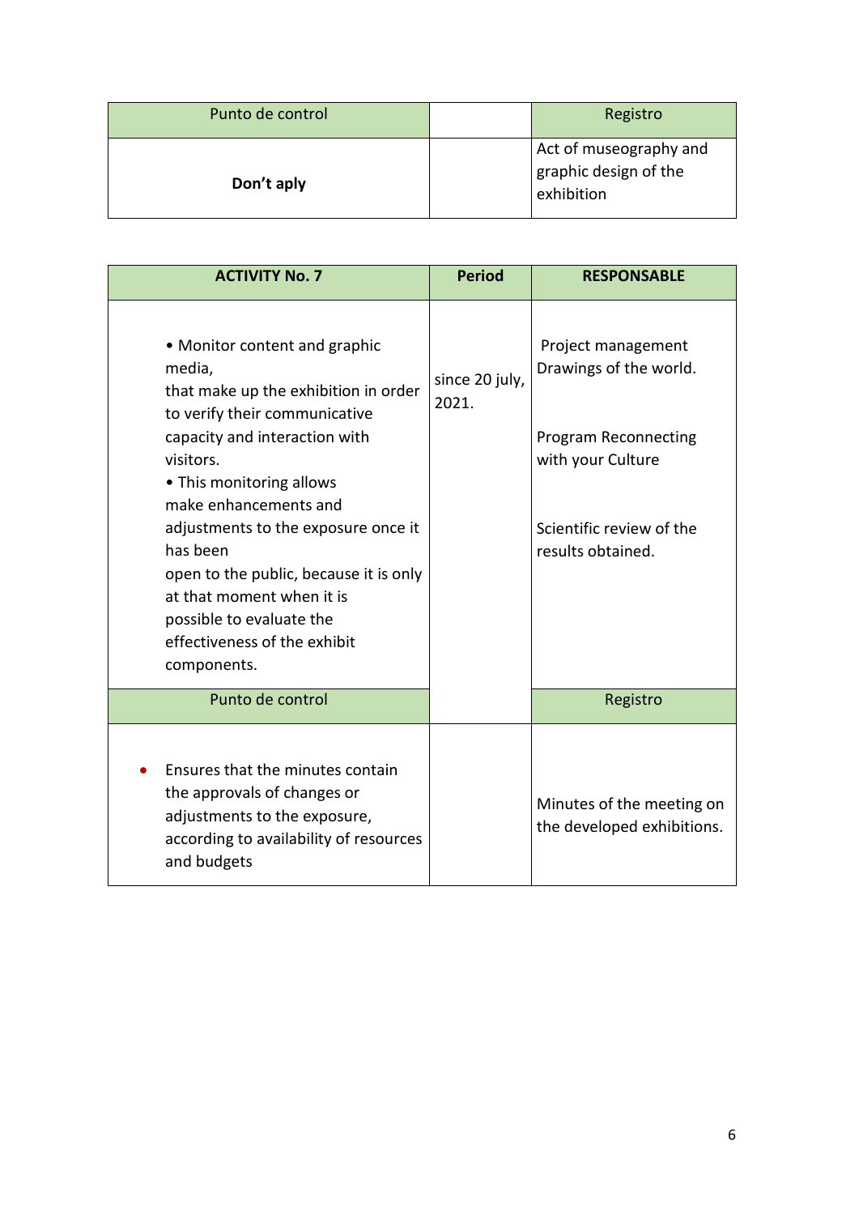| Punto de control | | Registro |
|---|---|---|
| **Don't aply** | | Act of museography and graphic design of the exhibition |

| **ACTIVITY No. 7** | **Period** | **RESPONSABLE** |
|---|---|---|
| • Monitor content and graphic media, that make up the exhibition in order to verify their communicative capacity and interaction with visitors. • This monitoring allows make enhancements and adjustments to the exposure once it has been open to the public, because it is only at that moment when it is possible to evaluate the effectiveness of the exhibit components. | since 20 july, 2021. | Project management Drawings of the world. Program Reconnecting with your Culture Scientific review of the results obtained. |
| Punto de control | | Registro |
| • Ensures that the minutes contain the approvals of changes or adjustments to the exposure, according to availability of resources and budgets | | Minutes of the meeting on the developed exhibitions. |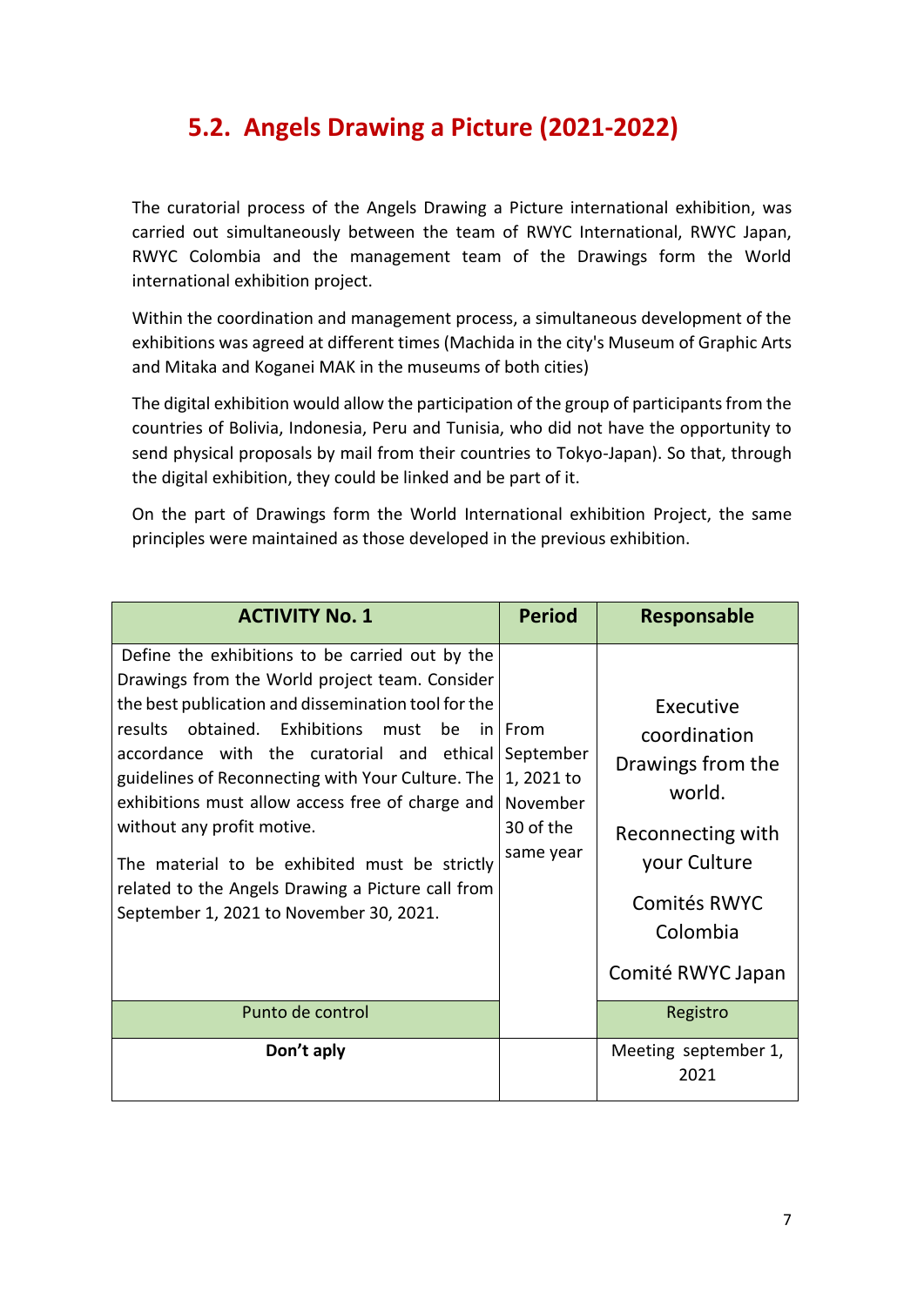## 5.2. Angels Drawing a Picture (2021-2022)

The curatorial process of the Angels Drawing a Picture international exhibition, was carried out simultaneously between the team of RWYC International, RWYC Japan, RWYC Colombia and the management team of the Drawings form the World international exhibition project.

Within the coordination and management process, a simultaneous development of the exhibitions was agreed at different times (Machida in the city's Museum of Graphic Arts and Mitaka and Koganei MAK in the museums of both cities)

The digital exhibition would allow the participation of the group of participants from the countries of Bolivia, Indonesia, Peru and Tunisia, who did not have the opportunity to send physical proposals by mail from their countries to Tokyo-Japan). So that, through the digital exhibition, they could be linked and be part of it.

On the part of Drawings form the World International exhibition Project, the same principles were maintained as those developed in the previous exhibition.

| ACTIVITY No. 1 | Period | Responsable |
|---|---|---|
| Define the exhibitions to be carried out by the Drawings from the World project team. Consider the best publication and dissemination tool for the results obtained. Exhibitions must be in accordance with the curatorial and ethical guidelines of Reconnecting with Your Culture. The exhibitions must allow access free of charge and without any profit motive.<br><br>The material to be exhibited must be strictly related to the Angels Drawing a Picture call from September 1, 2021 to November 30, 2021. | From September 1, 2021 to November 30 of the same year | Executive coordination Drawings from the world.<br><br>Reconnecting with your Culture<br><br>Comités RWYC Colombia<br><br>Comité RWYC Japan |
| Punto de control | | Registro |
| **Don't aply** | | Meeting september 1, 2021 |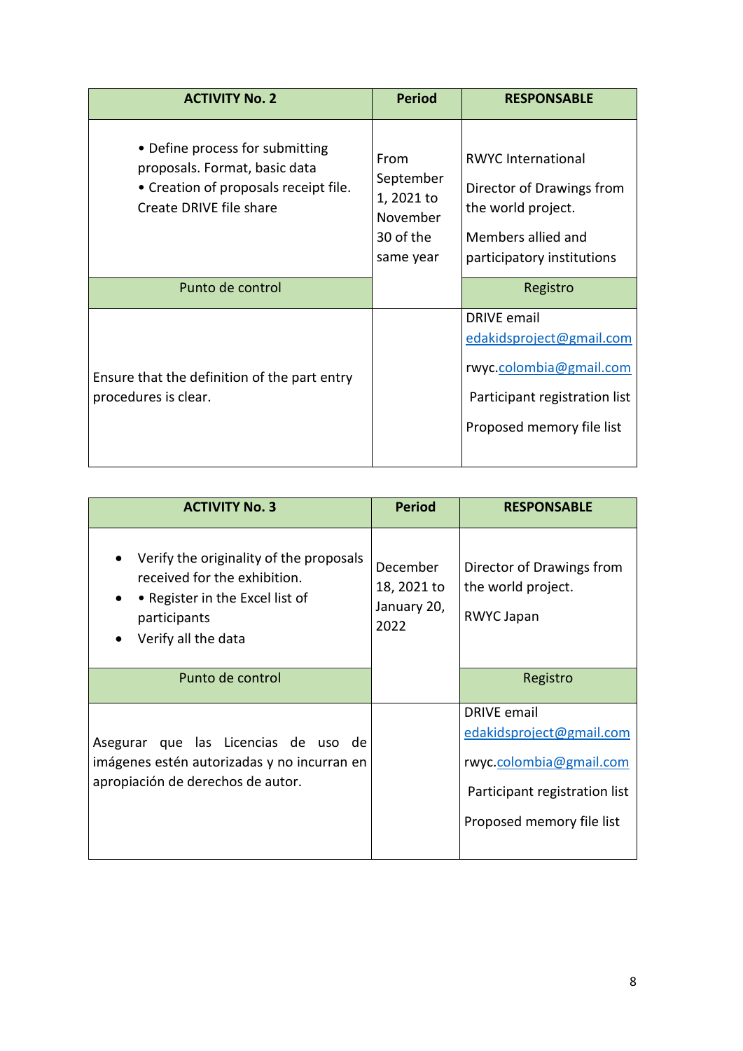| ACTIVITY No. 2 | Period | RESPONSABLE |
| --- | --- | --- |
| • Define process for submitting proposals. Format, basic data<br>• Creation of proposals receipt file. Create DRIVE file share | From September 1, 2021 to November 30 of the same year | RWYC International<br>Director of Drawings from the world project.<br>Members allied and participatory institutions |
| Punto de control | | Registro |
| Ensure that the definition of the part entry procedures is clear. | | DRIVE email edakidsproject@gmail.com<br>rwyc.colombia@gmail.com<br>Participant registration list<br>Proposed memory file list |

| ACTIVITY No. 3 | Period | RESPONSABLE |
| --- | --- | --- |
| • Verify the originality of the proposals received for the exhibition.<br>• • Register in the Excel list of participants<br>• Verify all the data | December 18, 2021 to January 20, 2022 | Director of Drawings from the world project.<br>RWYC Japan |
| Punto de control | | Registro |
| Asegurar que las Licencias de uso de imágenes estén autorizadas y no incurran en apropiación de derechos de autor. | | DRIVE email edakidsproject@gmail.com<br>rwyc.colombia@gmail.com<br>Participant registration list<br>Proposed memory file list |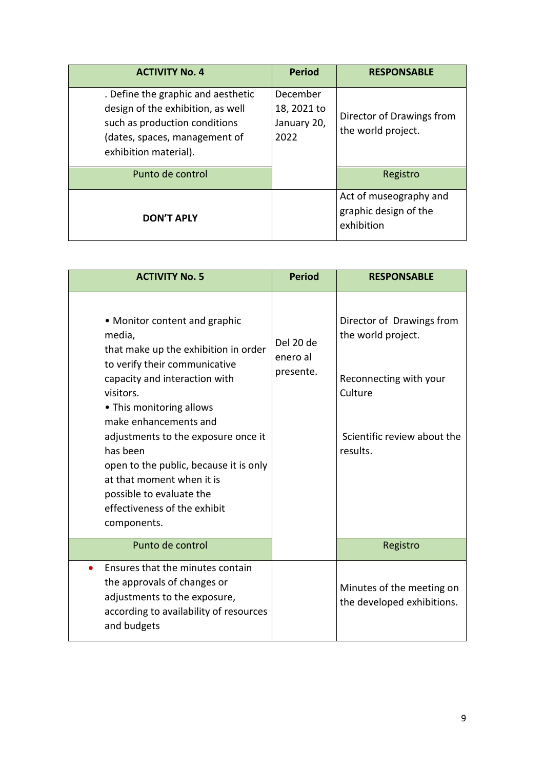| ACTIVITY No. 4 | Period | RESPONSABLE |
|---|---|---|
| . Define the graphic and aesthetic design of the exhibition, as well such as production conditions (dates, spaces, management of exhibition material). | December 18, 2021 to January 20, 2022 | Director of Drawings from the world project. |
| Punto de control | | Registro |
| **DON'T APLY** | | Act of museography and graphic design of the exhibition |

| ACTIVITY No. 5 | Period | RESPONSABLE |
|---|---|---|
| • Monitor content and graphic media, that make up the exhibition in order to verify their communicative capacity and interaction with visitors.<br>• This monitoring allows make enhancements and adjustments to the exposure once it has been open to the public, because it is only at that moment when it is possible to evaluate the effectiveness of the exhibit components. | Del 20 de enero al presente. | Director of Drawings from the world project.<br><br>Reconnecting with your Culture<br><br>Scientific review about the results. |
| Punto de control | | Registro |
| • Ensures that the minutes contain the approvals of changes or adjustments to the exposure, according to availability of resources and budgets | | Minutes of the meeting on the developed exhibitions. |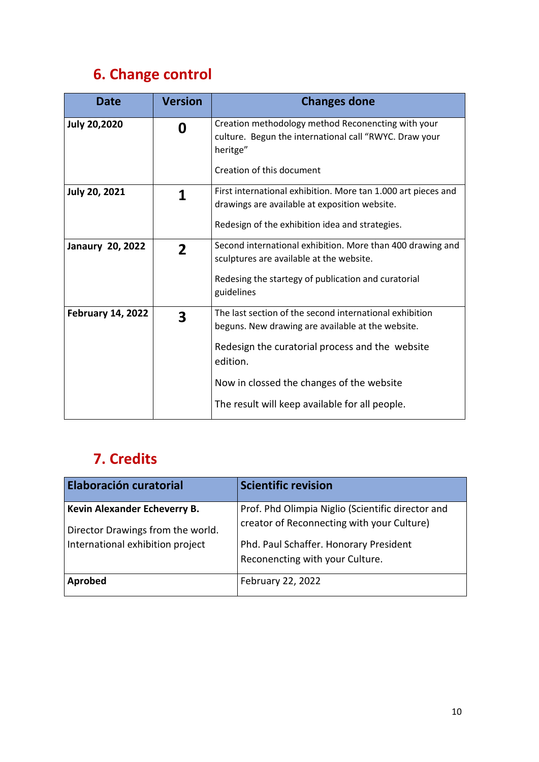## 6. Change control

| Date | Version | Changes done |
|---|---|---|
| **July 20,2020** | **0** | Creation methodology method Reconencting with your culture. Begun the international call “RWYC. Draw your heritge”<br><br>Creation of this document |
| **July 20, 2021** | **1** | First international exhibition. More tan 1.000 art pieces and drawings are available at exposition website.<br><br>Redesign of the exhibition idea and strategies. |
| **Janaury 20, 2022** | **2** | Second international exhibition. More than 400 drawing and sculptures are available at the website.<br><br>Redesing the startegy of publication and curatorial guidelines |
| **February 14, 2022** | **3** | The last section of the second international exhibition beguns. New drawing are available at the website.<br><br>Redesign the curatorial process and the website edition.<br><br>Now in clossed the changes of the website<br><br>The result will keep available for all people. |

## 7. Credits

| Elaboración curatorial | Scientific revision |
|---|---|
| **Kevin Alexander Echeverry B.**<br><br>Director Drawings from the world. International exhibition project | Prof. Phd Olimpia Niglio (Scientific director and creator of Reconnecting with your Culture)<br><br>Phd. Paul Schaffer. Honorary President Reconencting with your Culture. |
| **Aprobed** | February 22, 2022 |